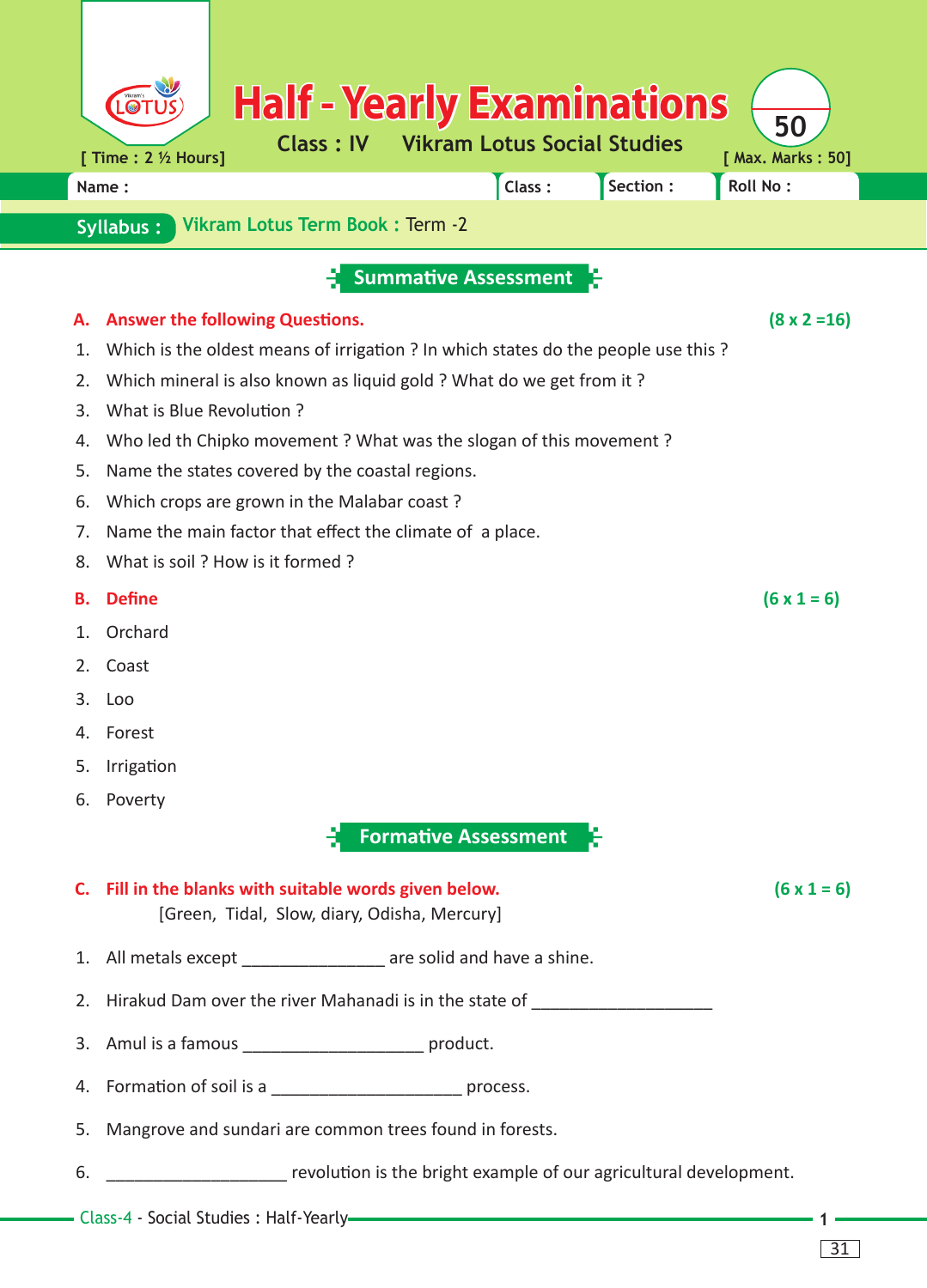# Half - Yearly Examinations

**Class : IV** **Vikram Lotus Social Studies**

[ Time : 2 ½ Hours] [ Max. Marks : 50]

50

| Name : | Class : | Section : | Roll No : |
|---|---|---|---|

**Syllabus :** Vikram Lotus Term Book : Term -2

## Summative Assessment

**A. Answer the following Questions.** **(8 x 2 =16)**

1. Which is the oldest means of irrigation ? In which states do the people use this ?
2. Which mineral is also known as liquid gold ? What do we get from it ?
3. What is Blue Revolution ?
4. Who led th Chipko movement ? What was the slogan of this movement ?
5. Name the states covered by the coastal regions.
6. Which crops are grown in the Malabar coast ?
7. Name the main factor that effect the climate of a place.
8. What is soil ? How is it formed ?

**B. Define** **(6 x 1 = 6)**

1. Orchard
2. Coast
3. Loo
4. Forest
5. Irrigation
6. Poverty

## Formative Assessment

**C. Fill in the blanks with suitable words given below.** **(6 x 1 = 6)**

[Green, Tidal, Slow, diary, Odisha, Mercury]

1. All metals except _______________ are solid and have a shine.
2. Hirakud Dam over the river Mahanadi is in the state of ___________________
3. Amul is a famous ___________________ product.
4. Formation of soil is a ____________________ process.
5. Mangrove and sundari are common trees found in forests.
6. ___________________ revolution is the bright example of our agricultural development.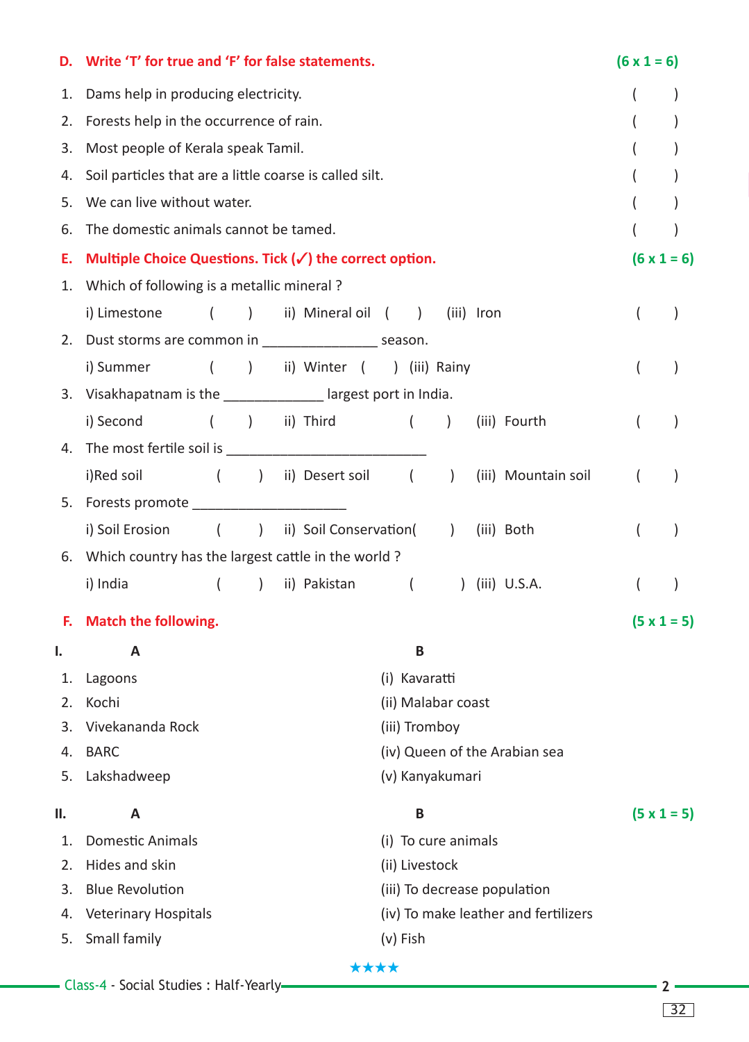**D. Write 'T' for true and 'F' for false statements.** **(6 x 1 = 6)**

1. Dams help in producing electricity. ( )
2. Forests help in the occurrence of rain. ( )
3. Most people of Kerala speak Tamil. ( )
4. Soil particles that are a little coarse is called silt. ( )
5. We can live without water. ( )
6. The domestic animals cannot be tamed. ( )

**E. Multiple Choice Questions. Tick (✓) the correct option.** **(6 x 1 = 6)**

1. Which of following is a metallic mineral ?

   i) Limestone ( ) ii) Mineral oil ( ) (iii) Iron ( )

2. Dust storms are common in _______________ season.

   i) Summer ( ) ii) Winter ( ) (iii) Rainy ( )

3. Visakhapatnam is the _____________ largest port in India.

   i) Second ( ) ii) Third ( ) (iii) Fourth ( )

4. The most fertile soil is __________________________

   i)Red soil ( ) ii) Desert soil ( ) (iii) Mountain soil ( )

5. Forests promote ____________________

   i) Soil Erosion ( ) ii) Soil Conservation( ) (iii) Both ( )

6. Which country has the largest cattle in the world ?

   i) India ( ) ii) Pakistan ( ) (iii) U.S.A. ( )

**F. Match the following.** **(5 x 1 = 5)**

**I.**

| A | B |
|---|---|
| 1. Lagoons | (i) Kavaratti |
| 2. Kochi | (ii) Malabar coast |
| 3. Vivekananda Rock | (iii) Tromboy |
| 4. BARC | (iv) Queen of the Arabian sea |
| 5. Lakshadweep | (v) Kanyakumari |

**II.** **(5 x 1 = 5)**

| A | B |
|---|---|
| 1. Domestic Animals | (i) To cure animals |
| 2. Hides and skin | (ii) Livestock |
| 3. Blue Revolution | (iii) To decrease population |
| 4. Veterinary Hospitals | (iv) To make leather and fertilizers |
| 5. Small family | (v) Fish |

★★★★